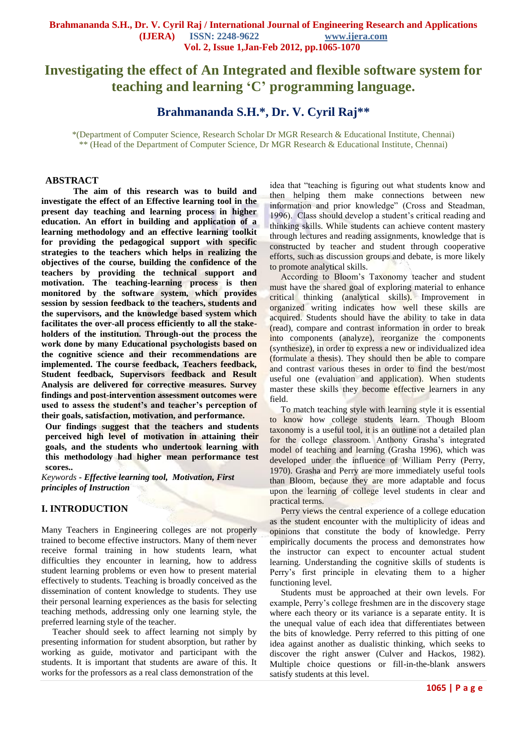# Investigating the effect of An Integrated and flexible software system for teaching and learning 'C' programming language.

## Brahmananda S.H.*, Dr. V. Cyril Raj**

*(Department of Computer Science, Research Scholar Dr MGR Research & Educational Institute, Chennai)
** (Head of the Department of Computer Science, Dr MGR Research & Educational Institute, Chennai)

## ABSTRACT

**The aim of this research was to build and investigate the effect of an Effective learning tool in the present day teaching and learning process in higher education. An effort in building and application of a learning methodology and an effective learning toolkit for providing the pedagogical support with specific strategies to the teachers which helps in realizing the objectives of the course, building the confidence of the teachers by providing the technical support and motivation. The teaching-learning process is then monitored by the software system, which provides session by session feedback to the teachers, students and the supervisors, and the knowledge based system which facilitates the over-all process efficiently to all the stake-holders of the institution. Through-out the process the work done by many Educational psychologists based on the cognitive science and their recommendations are implemented. The course feedback, Teachers feedback, Student feedback, Supervisors feedback and Result Analysis are delivered for corrective measures. Survey findings and post-intervention assessment outcomes were used to assess the student's and teacher's perception of their goals, satisfaction, motivation, and performance.**

**Our findings suggest that the teachers and students perceived high level of motivation in attaining their goals, and the students who undertook learning with this methodology had higher mean performance test scores..**

*Keywords* - ***Effective learning tool, Motivation, First principles of Instruction***

## I. INTRODUCTION

Many Teachers in Engineering colleges are not properly trained to become effective instructors. Many of them never receive formal training in how students learn, what difficulties they encounter in learning, how to address student learning problems or even how to present material effectively to students. Teaching is broadly conceived as the dissemination of content knowledge to students. They use their personal learning experiences as the basis for selecting teaching methods, addressing only one learning style, the preferred learning style of the teacher.

Teacher should seek to affect learning not simply by presenting information for student absorption, but rather by working as guide, motivator and participant with the students. It is important that students are aware of this. It works for the professors as a real class demonstration of the idea that "teaching is figuring out what students know and then helping them make connections between new information and prior knowledge" (Cross and Steadman, 1996). Class should develop a student's critical reading and thinking skills. While students can achieve content mastery through lectures and reading assignments, knowledge that is constructed by teacher and student through cooperative efforts, such as discussion groups and debate, is more likely to promote analytical skills.

According to Bloom's Taxonomy teacher and student must have the shared goal of exploring material to enhance critical thinking (analytical skills). Improvement in organized writing indicates how well these skills are acquired. Students should have the ability to take in data (read), compare and contrast information in order to break into components (analyze), reorganize the components (synthesize), in order to express a new or individualized idea (formulate a thesis). They should then be able to compare and contrast various theses in order to find the best/most useful one (evaluation and application). When students master these skills they become effective learners in any field.

To match teaching style with learning style it is essential to know how college students learn. Though Bloom taxonomy is a useful tool, it is an outline not a detailed plan for the college classroom. Anthony Grasha's integrated model of teaching and learning (Grasha 1996), which was developed under the influence of William Perry (Perry, 1970). Grasha and Perry are more immediately useful tools than Bloom, because they are more adaptable and focus upon the learning of college level students in clear and practical terms.

Perry views the central experience of a college education as the student encounter with the multiplicity of ideas and opinions that constitute the body of knowledge. Perry empirically documents the process and demonstrates how the instructor can expect to encounter actual student learning. Understanding the cognitive skills of students is Perry's first principle in elevating them to a higher functioning level.

Students must be approached at their own levels. For example, Perry's college freshmen are in the discovery stage where each theory or its variance is a separate entity. It is the unequal value of each idea that differentiates between the bits of knowledge. Perry referred to this pitting of one idea against another as dualistic thinking, which seeks to discover the right answer (Culver and Hackos, 1982). Multiple choice questions or fill-in-the-blank answers satisfy students at this level.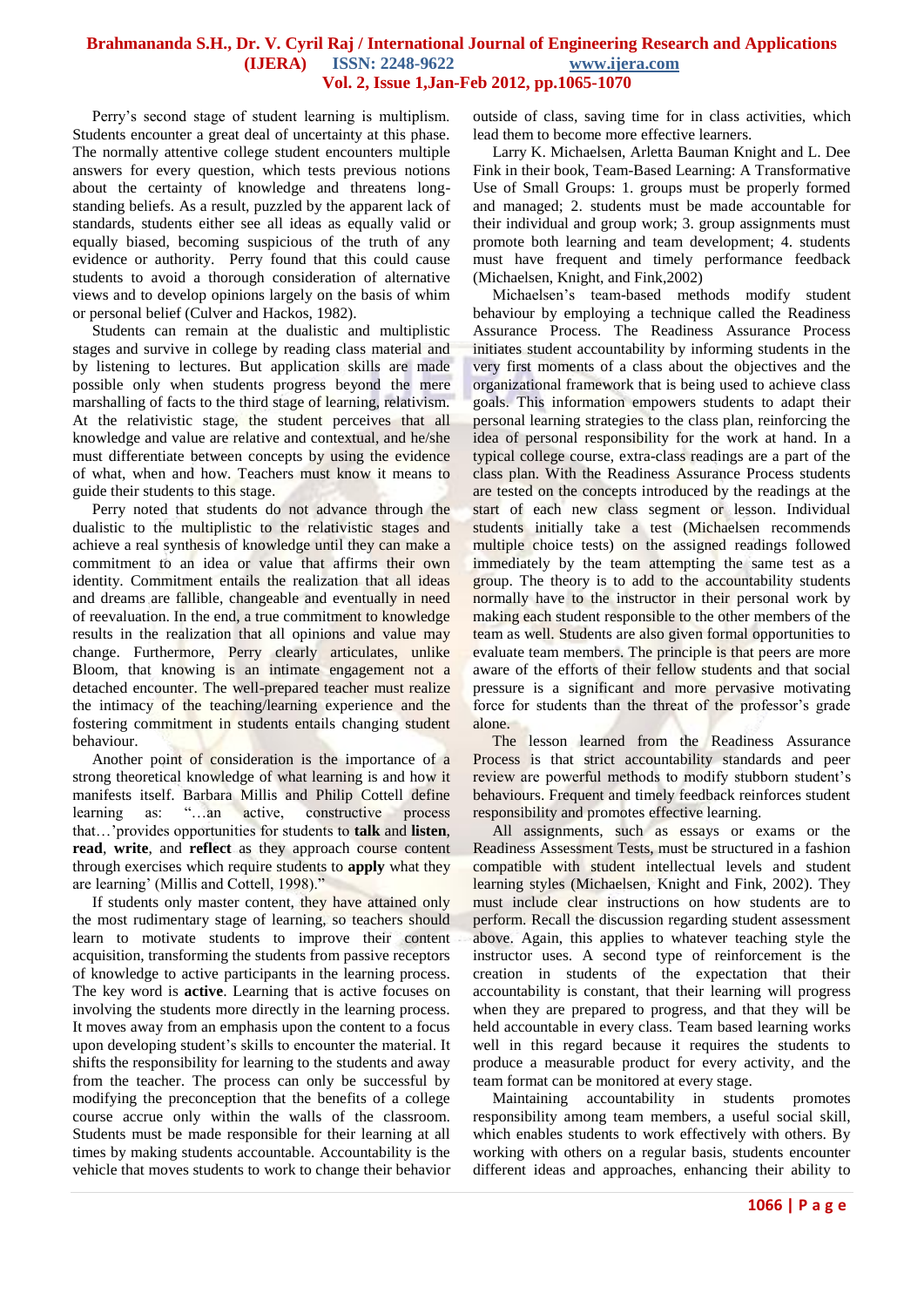Perry's second stage of student learning is multiplism. Students encounter a great deal of uncertainty at this phase. The normally attentive college student encounters multiple answers for every question, which tests previous notions about the certainty of knowledge and threatens long-standing beliefs. As a result, puzzled by the apparent lack of standards, students either see all ideas as equally valid or equally biased, becoming suspicious of the truth of any evidence or authority. Perry found that this could cause students to avoid a thorough consideration of alternative views and to develop opinions largely on the basis of whim or personal belief (Culver and Hackos, 1982).

Students can remain at the dualistic and multiplistic stages and survive in college by reading class material and by listening to lectures. But application skills are made possible only when students progress beyond the mere marshalling of facts to the third stage of learning, relativism. At the relativistic stage, the student perceives that all knowledge and value are relative and contextual, and he/she must differentiate between concepts by using the evidence of what, when and how. Teachers must know it means to guide their students to this stage.

Perry noted that students do not advance through the dualistic to the multiplistic to the relativistic stages and achieve a real synthesis of knowledge until they can make a commitment to an idea or value that affirms their own identity. Commitment entails the realization that all ideas and dreams are fallible, changeable and eventually in need of reevaluation. In the end, a true commitment to knowledge results in the realization that all opinions and value may change. Furthermore, Perry clearly articulates, unlike Bloom, that knowing is an intimate engagement not a detached encounter. The well-prepared teacher must realize the intimacy of the teaching/learning experience and the fostering commitment in students entails changing student behaviour.

Another point of consideration is the importance of a strong theoretical knowledge of what learning is and how it manifests itself. Barbara Millis and Philip Cottell define learning as: "…an active, constructive process that…'provides opportunities for students to **talk** and **listen**, **read**, **write**, and **reflect** as they approach course content through exercises which require students to **apply** what they are learning' (Millis and Cottell, 1998)."

If students only master content, they have attained only the most rudimentary stage of learning, so teachers should learn to motivate students to improve their content acquisition, transforming the students from passive receptors of knowledge to active participants in the learning process. The key word is **active**. Learning that is active focuses on involving the students more directly in the learning process. It moves away from an emphasis upon the content to a focus upon developing student's skills to encounter the material. It shifts the responsibility for learning to the students and away from the teacher. The process can only be successful by modifying the preconception that the benefits of a college course accrue only within the walls of the classroom. Students must be made responsible for their learning at all times by making students accountable. Accountability is the vehicle that moves students to work to change their behavior outside of class, saving time for in class activities, which lead them to become more effective learners.

Larry K. Michaelsen, Arletta Bauman Knight and L. Dee Fink in their book, Team-Based Learning: A Transformative Use of Small Groups: 1. groups must be properly formed and managed; 2. students must be made accountable for their individual and group work; 3. group assignments must promote both learning and team development; 4. students must have frequent and timely performance feedback (Michaelsen, Knight, and Fink,2002)

Michaelsen's team-based methods modify student behaviour by employing a technique called the Readiness Assurance Process. The Readiness Assurance Process initiates student accountability by informing students in the very first moments of a class about the objectives and the organizational framework that is being used to achieve class goals. This information empowers students to adapt their personal learning strategies to the class plan, reinforcing the idea of personal responsibility for the work at hand. In a typical college course, extra-class readings are a part of the class plan. With the Readiness Assurance Process students are tested on the concepts introduced by the readings at the start of each new class segment or lesson. Individual students initially take a test (Michaelsen recommends multiple choice tests) on the assigned readings followed immediately by the team attempting the same test as a group. The theory is to add to the accountability students normally have to the instructor in their personal work by making each student responsible to the other members of the team as well. Students are also given formal opportunities to evaluate team members. The principle is that peers are more aware of the efforts of their fellow students and that social pressure is a significant and more pervasive motivating force for students than the threat of the professor's grade alone.

The lesson learned from the Readiness Assurance Process is that strict accountability standards and peer review are powerful methods to modify stubborn student's behaviours. Frequent and timely feedback reinforces student responsibility and promotes effective learning.

All assignments, such as essays or exams or the Readiness Assessment Tests, must be structured in a fashion compatible with student intellectual levels and student learning styles (Michaelsen, Knight and Fink, 2002). They must include clear instructions on how students are to perform. Recall the discussion regarding student assessment above. Again, this applies to whatever teaching style the instructor uses. A second type of reinforcement is the creation in students of the expectation that their accountability is constant, that their learning will progress when they are prepared to progress, and that they will be held accountable in every class. Team based learning works well in this regard because it requires the students to produce a measurable product for every activity, and the team format can be monitored at every stage.

Maintaining accountability in students promotes responsibility among team members, a useful social skill, which enables students to work effectively with others. By working with others on a regular basis, students encounter different ideas and approaches, enhancing their ability to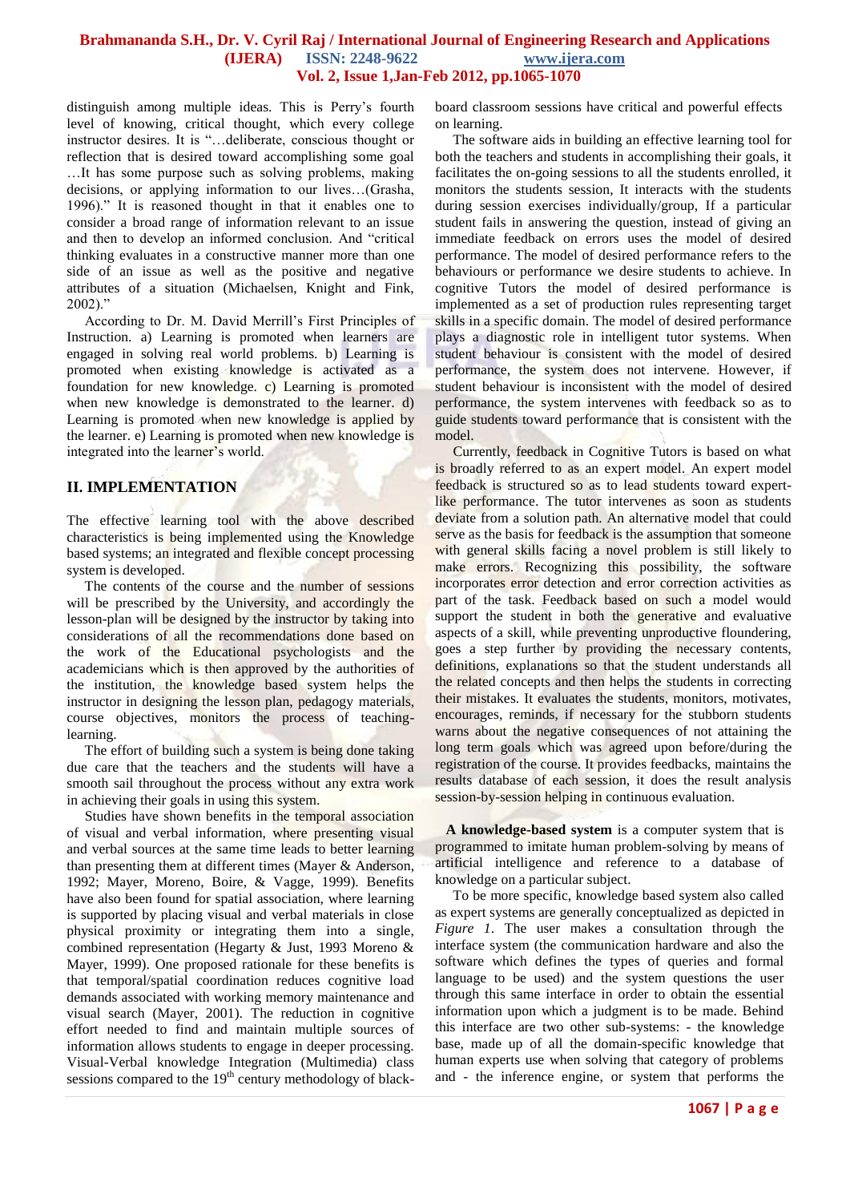distinguish among multiple ideas. This is Perry's fourth level of knowing, critical thought, which every college instructor desires. It is "…deliberate, conscious thought or reflection that is desired toward accomplishing some goal …It has some purpose such as solving problems, making decisions, or applying information to our lives…(Grasha, 1996)." It is reasoned thought in that it enables one to consider a broad range of information relevant to an issue and then to develop an informed conclusion. And "critical thinking evaluates in a constructive manner more than one side of an issue as well as the positive and negative attributes of a situation (Michaelsen, Knight and Fink, 2002)."

According to Dr. M. David Merrill's First Principles of Instruction. a) Learning is promoted when learners are engaged in solving real world problems. b) Learning is promoted when existing knowledge is activated as a foundation for new knowledge. c) Learning is promoted when new knowledge is demonstrated to the learner. d) Learning is promoted when new knowledge is applied by the learner. e) Learning is promoted when new knowledge is integrated into the learner's world.

## II. IMPLEMENTATION

The effective learning tool with the above described characteristics is being implemented using the Knowledge based systems; an integrated and flexible concept processing system is developed.

The contents of the course and the number of sessions will be prescribed by the University, and accordingly the lesson-plan will be designed by the instructor by taking into considerations of all the recommendations done based on the work of the Educational psychologists and the academicians which is then approved by the authorities of the institution, the knowledge based system helps the instructor in designing the lesson plan, pedagogy materials, course objectives, monitors the process of teaching-learning.

The effort of building such a system is being done taking due care that the teachers and the students will have a smooth sail throughout the process without any extra work in achieving their goals in using this system.

Studies have shown benefits in the temporal association of visual and verbal information, where presenting visual and verbal sources at the same time leads to better learning than presenting them at different times (Mayer & Anderson, 1992; Mayer, Moreno, Boire, & Vagge, 1999). Benefits have also been found for spatial association, where learning is supported by placing visual and verbal materials in close physical proximity or integrating them into a single, combined representation (Hegarty & Just, 1993 Moreno & Mayer, 1999). One proposed rationale for these benefits is that temporal/spatial coordination reduces cognitive load demands associated with working memory maintenance and visual search (Mayer, 2001). The reduction in cognitive effort needed to find and maintain multiple sources of information allows students to engage in deeper processing. Visual-Verbal knowledge Integration (Multimedia) class sessions compared to the 19th century methodology of black-board classroom sessions have critical and powerful effects on learning.

The software aids in building an effective learning tool for both the teachers and students in accomplishing their goals, it facilitates the on-going sessions to all the students enrolled, it monitors the students session, It interacts with the students during session exercises individually/group, If a particular student fails in answering the question, instead of giving an immediate feedback on errors uses the model of desired performance. The model of desired performance refers to the behaviours or performance we desire students to achieve. In cognitive Tutors the model of desired performance is implemented as a set of production rules representing target skills in a specific domain. The model of desired performance plays a diagnostic role in intelligent tutor systems. When student behaviour is consistent with the model of desired performance, the system does not intervene. However, if student behaviour is inconsistent with the model of desired performance, the system intervenes with feedback so as to guide students toward performance that is consistent with the model.

Currently, feedback in Cognitive Tutors is based on what is broadly referred to as an expert model. An expert model feedback is structured so as to lead students toward expert-like performance. The tutor intervenes as soon as students deviate from a solution path. An alternative model that could serve as the basis for feedback is the assumption that someone with general skills facing a novel problem is still likely to make errors. Recognizing this possibility, the software incorporates error detection and error correction activities as part of the task. Feedback based on such a model would support the student in both the generative and evaluative aspects of a skill, while preventing unproductive floundering, goes a step further by providing the necessary contents, definitions, explanations so that the student understands all the related concepts and then helps the students in correcting their mistakes. It evaluates the students, monitors, motivates, encourages, reminds, if necessary for the stubborn students warns about the negative consequences of not attaining the long term goals which was agreed upon before/during the registration of the course. It provides feedbacks, maintains the results database of each session, it does the result analysis session-by-session helping in continuous evaluation.

**A knowledge-based system** is a computer system that is programmed to imitate human problem-solving by means of artificial intelligence and reference to a database of knowledge on a particular subject.

To be more specific, knowledge based system also called as expert systems are generally conceptualized as depicted in *Figure 1*. The user makes a consultation through the interface system (the communication hardware and also the software which defines the types of queries and formal language to be used) and the system questions the user through this same interface in order to obtain the essential information upon which a judgment is to be made. Behind this interface are two other sub-systems: - the knowledge base, made up of all the domain-specific knowledge that human experts use when solving that category of problems and - the inference engine, or system that performs the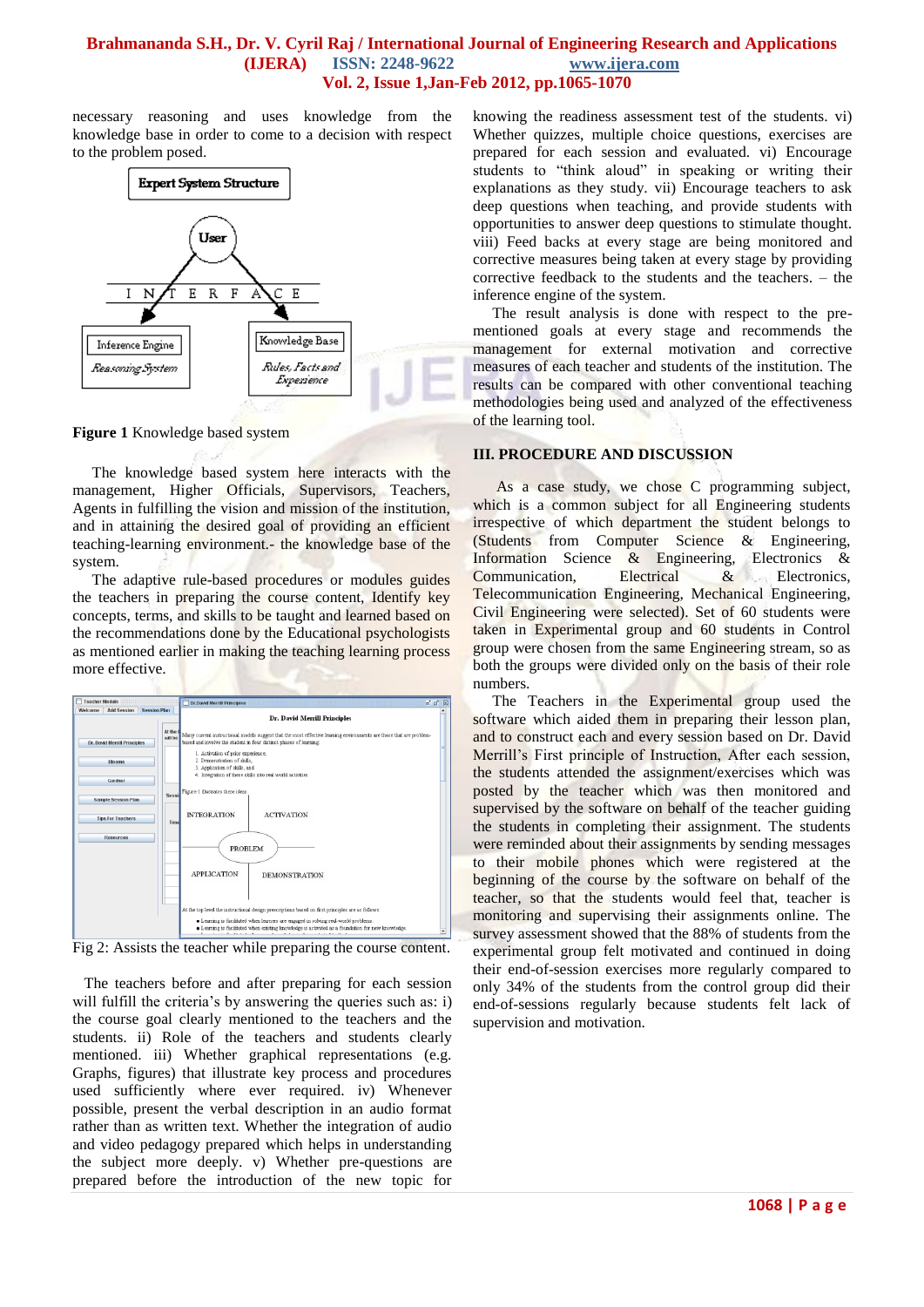necessary reasoning and uses knowledge from the knowledge base in order to come to a decision with respect to the problem posed.

**Figure 1** Knowledge based system

The knowledge based system here interacts with the management, Higher Officials, Supervisors, Teachers, Agents in fulfilling the vision and mission of the institution, and in attaining the desired goal of providing an efficient teaching-learning environment.- the knowledge base of the system.

The adaptive rule-based procedures or modules guides the teachers in preparing the course content, Identify key concepts, terms, and skills to be taught and learned based on the recommendations done by the Educational psychologists as mentioned earlier in making the teaching learning process more effective.

Fig 2: Assists the teacher while preparing the course content.

The teachers before and after preparing for each session will fulfill the criteria's by answering the queries such as: i) the course goal clearly mentioned to the teachers and the students. ii) Role of the teachers and students clearly mentioned. iii) Whether graphical representations (e.g. Graphs, figures) that illustrate key process and procedures used sufficiently where ever required. iv) Whenever possible, present the verbal description in an audio format rather than as written text. Whether the integration of audio and video pedagogy prepared which helps in understanding the subject more deeply. v) Whether pre-questions are prepared before the introduction of the new topic for knowing the readiness assessment test of the students. vi) Whether quizzes, multiple choice questions, exercises are prepared for each session and evaluated. vi) Encourage students to "think aloud" in speaking or writing their explanations as they study. vii) Encourage teachers to ask deep questions when teaching, and provide students with opportunities to answer deep questions to stimulate thought. viii) Feed backs at every stage are being monitored and corrective measures being taken at every stage by providing corrective feedback to the students and the teachers. – the inference engine of the system.

The result analysis is done with respect to the pre-mentioned goals at every stage and recommends the management for external motivation and corrective measures of each teacher and students of the institution. The results can be compared with other conventional teaching methodologies being used and analyzed of the effectiveness of the learning tool.

## III. PROCEDURE AND DISCUSSION

As a case study, we chose C programming subject, which is a common subject for all Engineering students irrespective of which department the student belongs to (Students from Computer Science & Engineering, Information Science & Engineering, Electronics & Communication, Electrical & Electronics, Telecommunication Engineering, Mechanical Engineering, Civil Engineering were selected). Set of 60 students were taken in Experimental group and 60 students in Control group were chosen from the same Engineering stream, so as both the groups were divided only on the basis of their role numbers.

The Teachers in the Experimental group used the software which aided them in preparing their lesson plan, and to construct each and every session based on Dr. David Merrill's First principle of Instruction, After each session, the students attended the assignment/exercises which was posted by the teacher which was then monitored and supervised by the software on behalf of the teacher guiding the students in completing their assignment. The students were reminded about their assignments by sending messages to their mobile phones which were registered at the beginning of the course by the software on behalf of the teacher, so that the students would feel that, teacher is monitoring and supervising their assignments online. The survey assessment showed that the 88% of students from the experimental group felt motivated and continued in doing their end-of-session exercises more regularly compared to only 34% of the students from the control group did their end-of-sessions regularly because students felt lack of supervision and motivation.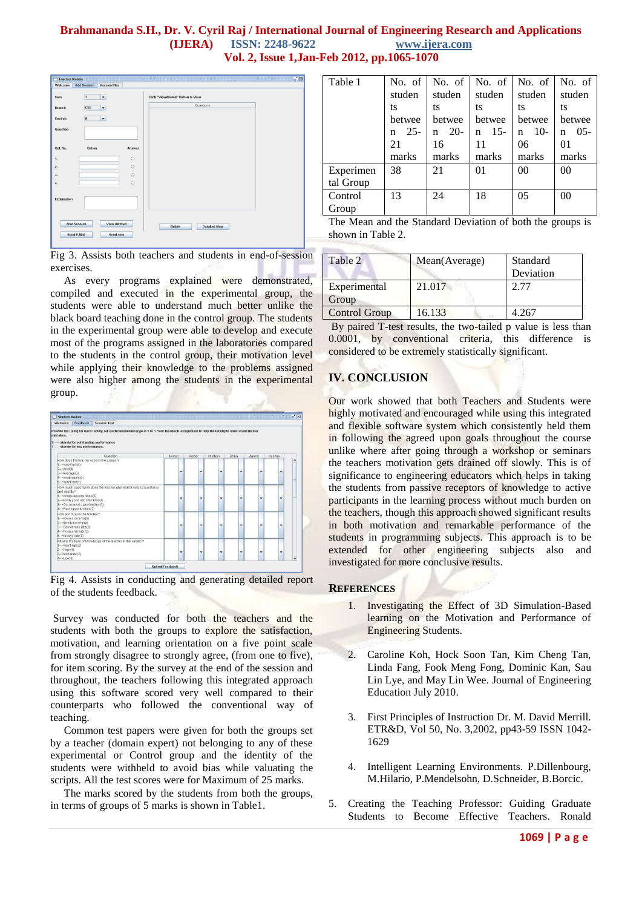Fig 3. Assists both teachers and students in end-of-session exercises.

As every programs explained were demonstrated, compiled and executed in the experimental group, the students were able to understand much better unlike the black board teaching done in the control group. The students in the experimental group were able to develop and execute most of the programs assigned in the laboratories compared to the students in the control group, their motivation level while applying their knowledge to the problems assigned were also higher among the students in the experimental group.

Fig 4. Assists in conducting and generating detailed report of the students feedback.

Survey was conducted for both the teachers and the students with both the groups to explore the satisfaction, motivation, and learning orientation on a five point scale from strongly disagree to strongly agree, (from one to five), for item scoring. By the survey at the end of the session and throughout, the teachers following this integrated approach using this software scored very well compared to their counterparts who followed the conventional way of teaching.

Common test papers were given for both the groups set by a teacher (domain expert) not belonging to any of these experimental or Control group and the identity of the students were withheld to avoid bias while valuating the scripts. All the test scores were for Maximum of 25 marks.

The marks scored by the students from both the groups, in terms of groups of 5 marks is shown in Table1.

| Table 1 | No. of students between 25-21 marks | No. of students between 20-16 marks | No. of students between 15-11 marks | No. of students between 10-06 marks | No. of students between 05-01 marks |
|---|---|---|---|---|---|
| Experimental Group | 38 | 21 | 01 | 00 | 00 |
| Control Group | 13 | 24 | 18 | 05 | 00 |

The Mean and the Standard Deviation of both the groups is shown in Table 2.

| Table 2 | Mean(Average) | Standard Deviation |
|---|---|---|
| Experimental Group | 21.017 | 2.77 |
| Control Group | 16.133 | 4.267 |

By paired T-test results, the two-tailed p value is less than 0.0001, by conventional criteria, this difference is considered to be extremely statistically significant.

## IV. CONCLUSION

Our work showed that both Teachers and Students were highly motivated and encouraged while using this integrated and flexible software system which consistently held them in following the agreed upon goals throughout the course unlike where after going through a workshop or seminars the teachers motivation gets drained off slowly. This is of significance to engineering educators which helps in taking the students from passive receptors of knowledge to active participants in the learning process without much burden on the teachers, though this approach showed significant results in both motivation and remarkable performance of the students in programming subjects. This approach is to be extended for other engineering subjects also and investigated for more conclusive results.

## REFERENCES

1. Investigating the Effect of 3D Simulation-Based learning on the Motivation and Performance of Engineering Students.

2. Caroline Koh, Hock Soon Tan, Kim Cheng Tan, Linda Fang, Fook Meng Fong, Dominic Kan, Sau Lin Lye, and May Lin Wee. Journal of Engineering Education July 2010.

3. First Principles of Instruction Dr. M. David Merrill. ETR&D, Vol 50, No. 3,2002, pp43-59 ISSN 1042-1629

4. Intelligent Learning Environments. P.Dillenbourg, M.Hilario, P.Mendelsohn, D.Schneider, B.Borcic.

5. Creating the Teaching Professor: Guiding Graduate Students to Become Effective Teachers. Ronald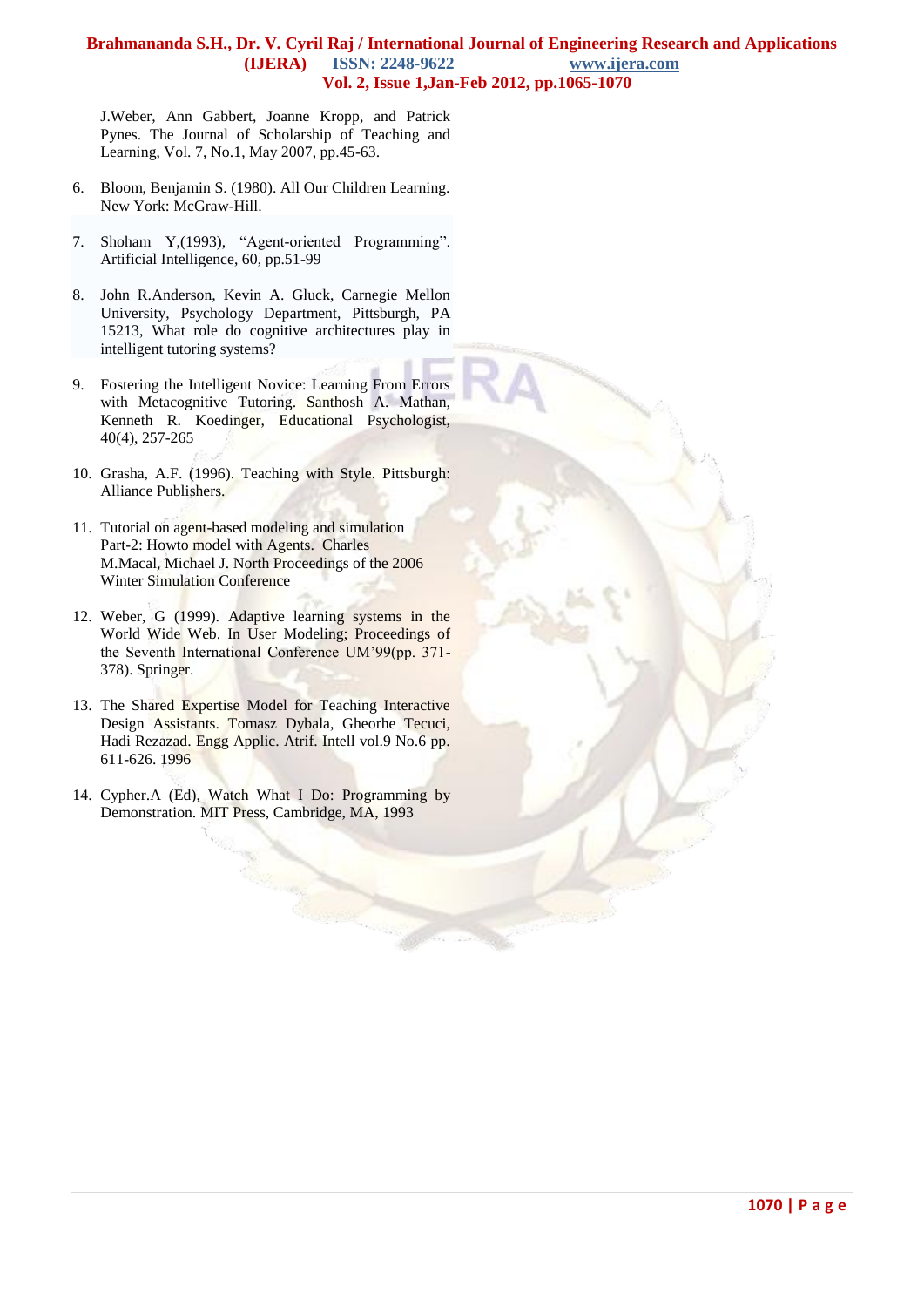J.Weber, Ann Gabbert, Joanne Kropp, and Patrick Pynes. The Journal of Scholarship of Teaching and Learning, Vol. 7, No.1, May 2007, pp.45-63.

6. Bloom, Benjamin S. (1980). All Our Children Learning. New York: McGraw-Hill.
7. Shoham Y,(1993), "Agent-oriented Programming". Artificial Intelligence, 60, pp.51-99
8. John R.Anderson, Kevin A. Gluck, Carnegie Mellon University, Psychology Department, Pittsburgh, PA 15213, What role do cognitive architectures play in intelligent tutoring systems?
9. Fostering the Intelligent Novice: Learning From Errors with Metacognitive Tutoring. Santhosh A. Mathan, Kenneth R. Koedinger, Educational Psychologist, 40(4), 257-265
10. Grasha, A.F. (1996). Teaching with Style. Pittsburgh: Alliance Publishers.
11. Tutorial on agent-based modeling and simulation Part-2: Howto model with Agents. Charles M.Macal, Michael J. North Proceedings of the 2006 Winter Simulation Conference
12. Weber, G (1999). Adaptive learning systems in the World Wide Web. In User Modeling; Proceedings of the Seventh International Conference UM'99(pp. 371-378). Springer.
13. The Shared Expertise Model for Teaching Interactive Design Assistants. Tomasz Dybala, Gheorhe Tecuci, Hadi Rezazad. Engg Applic. Atrif. Intell vol.9 No.6 pp. 611-626. 1996
14. Cypher.A (Ed), Watch What I Do: Programming by Demonstration. MIT Press, Cambridge, MA, 1993